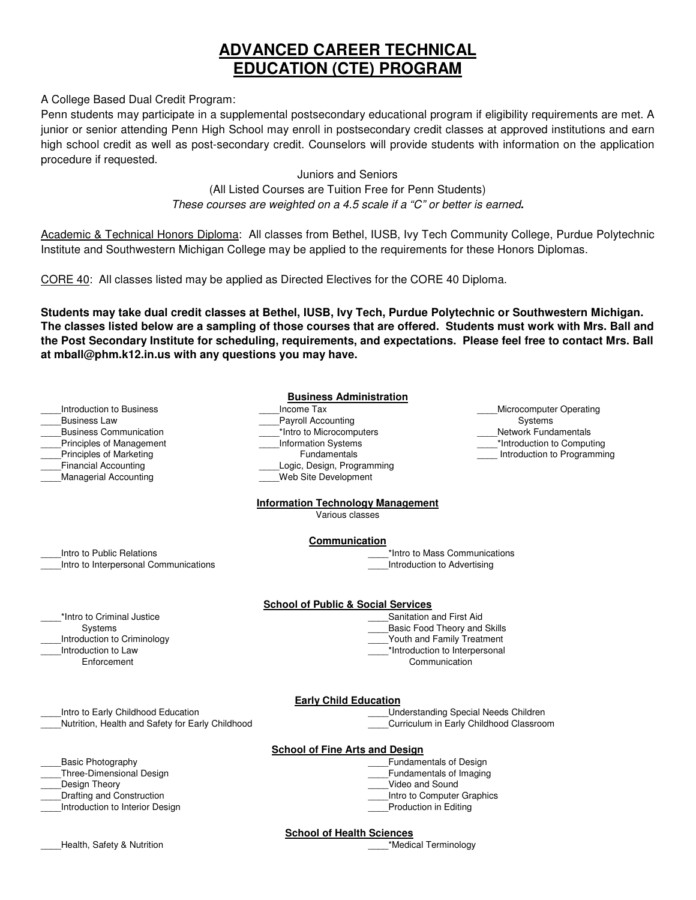# ADVANCED CAREER TECHNICAL EDUCATION (CTE) PROGRAM

A College Based Dual Credit Program:
Penn students may participate in a supplemental postsecondary educational program if eligibility requirements are met. A junior or senior attending Penn High School may enroll in postsecondary credit classes at approved institutions and earn high school credit as well as post-secondary credit. Counselors will provide students with information on the application procedure if requested.

Juniors and Seniors
(All Listed Courses are Tuition Free for Penn Students)
*These courses are weighted on a 4.5 scale if a "C" or better is earned.*

Academic & Technical Honors Diploma: All classes from Bethel, IUSB, Ivy Tech Community College, Purdue Polytechnic Institute and Southwestern Michigan College may be applied to the requirements for these Honors Diplomas.

CORE 40: All classes listed may be applied as Directed Electives for the CORE 40 Diploma.

**Students may take dual credit classes at Bethel, IUSB, Ivy Tech, Purdue Polytechnic or Southwestern Michigan. The classes listed below are a sampling of those courses that are offered. Students must work with Mrs. Ball and the Post Secondary Institute for scheduling, requirements, and expectations. Please feel free to contact Mrs. Ball at mball@phm.k12.in.us with any questions you may have.**

## Business Administration

____Introduction to Business
____Business Law
____Business Communication
____Principles of Management
____Principles of Marketing
____Financial Accounting
____Managerial Accounting
____Income Tax
____Payroll Accounting
____*Intro to Microcomputers
____Information Systems Fundamentals
____Logic, Design, Programming
____Web Site Development
____Microcomputer Operating Systems
____Network Fundamentals
____*Introduction to Computing
____ Introduction to Programming

## Information Technology Management

Various classes

## Communication

____Intro to Public Relations
____Intro to Interpersonal Communications
____*Intro to Mass Communications
____Introduction to Advertising

## School of Public & Social Services

____*Intro to Criminal Justice Systems
____Introduction to Criminology
____Introduction to Law Enforcement
____Sanitation and First Aid
____Basic Food Theory and Skills
____Youth and Family Treatment
____*Introduction to Interpersonal Communication

## Early Child Education

____Intro to Early Childhood Education
____Nutrition, Health and Safety for Early Childhood
____Understanding Special Needs Children
____Curriculum in Early Childhood Classroom

## School of Fine Arts and Design

____Basic Photography
____Three-Dimensional Design
____Design Theory
____Drafting and Construction
____Introduction to Interior Design
____Fundamentals of Design
____Fundamentals of Imaging
____Video and Sound
____Intro to Computer Graphics
____Production in Editing

## School of Health Sciences

____Health, Safety & Nutrition
____*Medical Terminology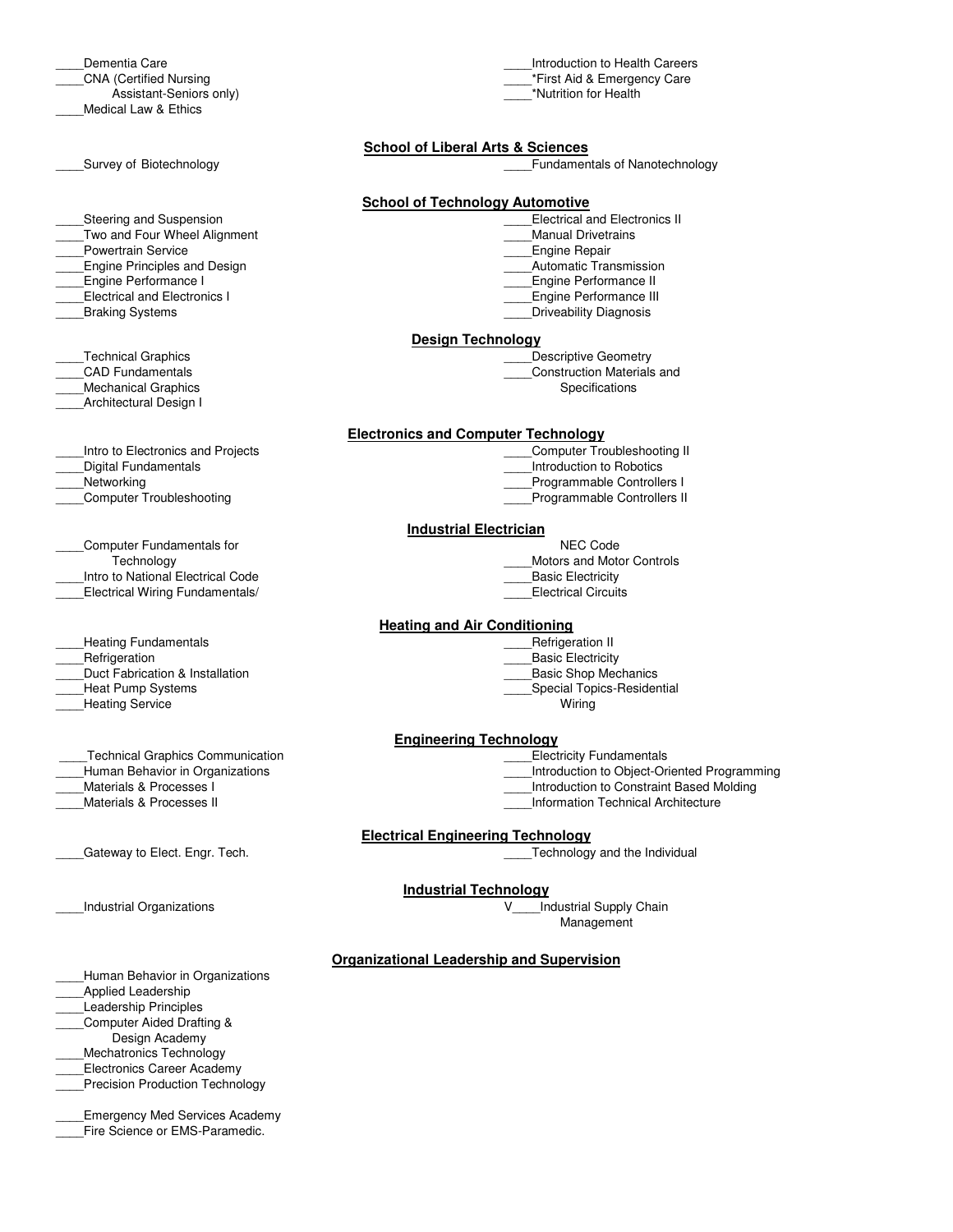____Dementia Care
____CNA (Certified Nursing Assistant-Seniors only)
____Medical Law & Ethics
____Introduction to Health Careers
____*First Aid & Emergency Care
____*Nutrition for Health

**School of Liberal Arts & Sciences**

____Survey of Biotechnology
____Fundamentals of Nanotechnology

**School of Technology Automotive**

____Steering and Suspension
____Two and Four Wheel Alignment
____Powertrain Service
____Engine Principles and Design
____Engine Performance I
____Electrical and Electronics I
____Braking Systems
____Electrical and Electronics II
____Manual Drivetrains
____Engine Repair
____Automatic Transmission
____Engine Performance II
____Engine Performance III
____Driveability Diagnosis

**Design Technology**

____Technical Graphics
____CAD Fundamentals
____Mechanical Graphics
____Architectural Design I
____Descriptive Geometry
____Construction Materials and Specifications

**Electronics and Computer Technology**

____Intro to Electronics and Projects
____Digital Fundamentals
____Networking
____Computer Troubleshooting
____Computer Troubleshooting II
____Introduction to Robotics
____Programmable Controllers I
____Programmable Controllers II

**Industrial Electrician**

____Computer Fundamentals for Technology
____Intro to National Electrical Code
____Electrical Wiring Fundamentals/
NEC Code
____Motors and Motor Controls
____Basic Electricity
____Electrical Circuits

**Heating and Air Conditioning**

____Heating Fundamentals
____Refrigeration
____Duct Fabrication & Installation
____Heat Pump Systems
____Heating Service
____Refrigeration II
____Basic Electricity
____Basic Shop Mechanics
____Special Topics-Residential Wiring

**Engineering Technology**

____Technical Graphics Communication
____Human Behavior in Organizations
____Materials & Processes I
____Materials & Processes II
____Electricity Fundamentals
____Introduction to Object-Oriented Programming
____Introduction to Constraint Based Molding
____Information Technical Architecture

**Electrical Engineering Technology**

____Gateway to Elect. Engr. Tech.
____Technology and the Individual

**Industrial Technology**

____Industrial Organizations
V____Industrial Supply Chain Management

**Organizational Leadership and Supervision**

____Human Behavior in Organizations
____Applied Leadership
____Leadership Principles
____Computer Aided Drafting & Design Academy
____Mechatronics Technology
____Electronics Career Academy
____Precision Production Technology

____Emergency Med Services Academy
____Fire Science or EMS-Paramedic.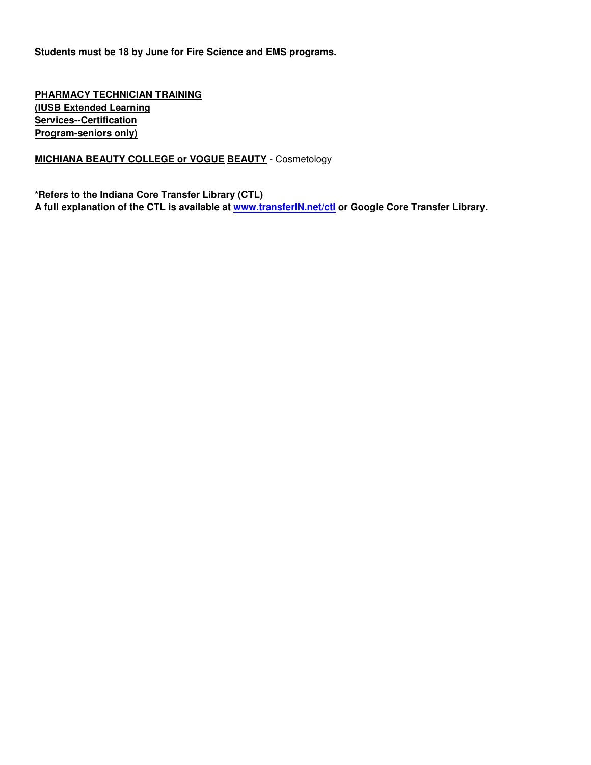**Students must be 18 by June for Fire Science and EMS programs.**

**PHARMACY TECHNICIAN TRAINING**
**(IUSB Extended Learning**
**Services--Certification**
**Program-seniors only)**

**MICHIANA BEAUTY COLLEGE or VOGUE BEAUTY** - Cosmetology

**\*Refers to the Indiana Core Transfer Library (CTL)**
**A full explanation of the CTL is available at [www.transferIN.net/ctl](http://www.transferIN.net/ctl) or Google Core Transfer Library.**